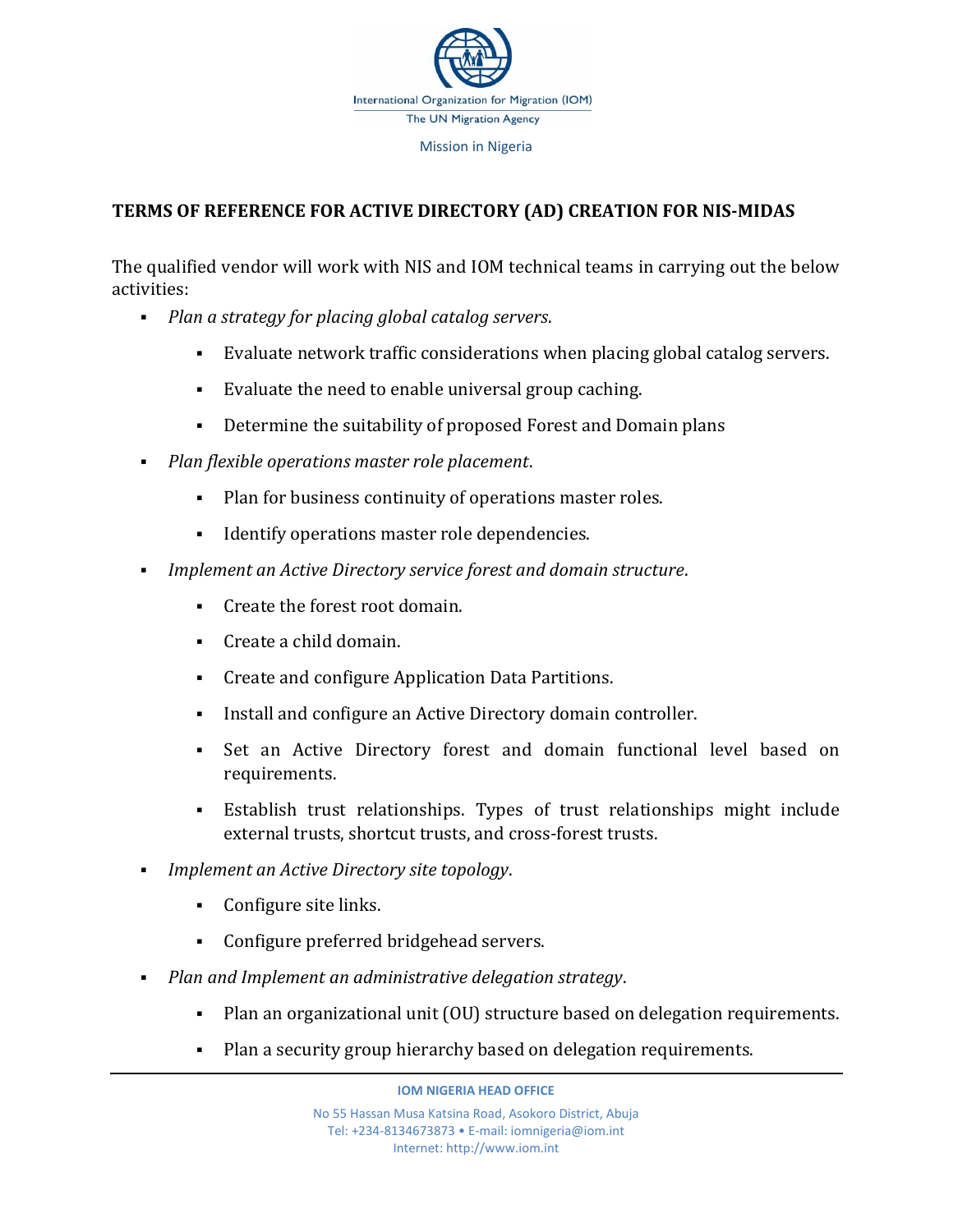International Organization for Migration (IOM)
The UN Migration Agency

Mission in Nigeria

**TERMS OF REFERENCE FOR ACTIVE DIRECTORY (AD) CREATION FOR NIS-MIDAS**

The qualified vendor will work with NIS and IOM technical teams in carrying out the below activities:

- *Plan a strategy for placing global catalog servers*.
  - Evaluate network traffic considerations when placing global catalog servers.
  - Evaluate the need to enable universal group caching.
  - Determine the suitability of proposed Forest and Domain plans
- *Plan flexible operations master role placement*.
  - Plan for business continuity of operations master roles.
  - Identify operations master role dependencies.
- *Implement an Active Directory service forest and domain structure*.
  - Create the forest root domain.
  - Create a child domain.
  - Create and configure Application Data Partitions.
  - Install and configure an Active Directory domain controller.
  - Set an Active Directory forest and domain functional level based on requirements.
  - Establish trust relationships. Types of trust relationships might include external trusts, shortcut trusts, and cross-forest trusts.
- *Implement an Active Directory site topology*.
  - Configure site links.
  - Configure preferred bridgehead servers.
- *Plan and Implement an administrative delegation strategy*.
  - Plan an organizational unit (OU) structure based on delegation requirements.
  - Plan a security group hierarchy based on delegation requirements.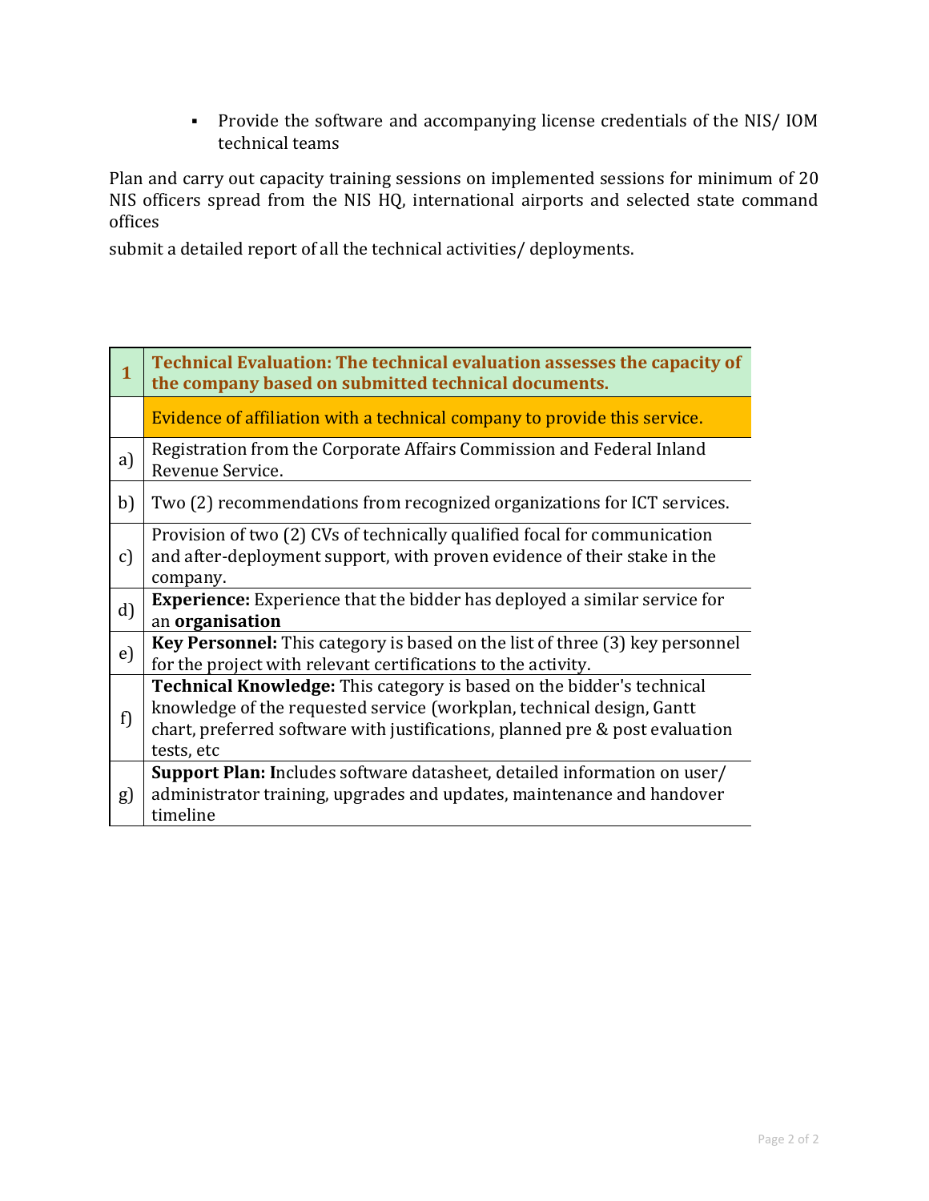- Provide the software and accompanying license credentials of the NIS/ IOM technical teams

Plan and carry out capacity training sessions on implemented sessions for minimum of 20 NIS officers spread from the NIS HQ, international airports and selected state command offices

submit a detailed report of all the technical activities/ deployments.

| | |
|---|---|
| **1** | **Technical Evaluation: The technical evaluation assesses the capacity of the company based on submitted technical documents.** |
| | Evidence of affiliation with a technical company to provide this service. |
| a) | Registration from the Corporate Affairs Commission and Federal Inland Revenue Service. |
| b) | Two (2) recommendations from recognized organizations for ICT services. |
| c) | Provision of two (2) CVs of technically qualified focal for communication and after-deployment support, with proven evidence of their stake in the company. |
| d) | **Experience:** Experience that the bidder has deployed a similar service for an **organisation** |
| e) | **Key Personnel:** This category is based on the list of three (3) key personnel for the project with relevant certifications to the activity. |
| f) | **Technical Knowledge:** This category is based on the bidder's technical knowledge of the requested service (workplan, technical design, Gantt chart, preferred software with justifications, planned pre & post evaluation tests, etc |
| g) | **Support Plan: I**ncludes software datasheet, detailed information on user/ administrator training, upgrades and updates, maintenance and handover timeline |